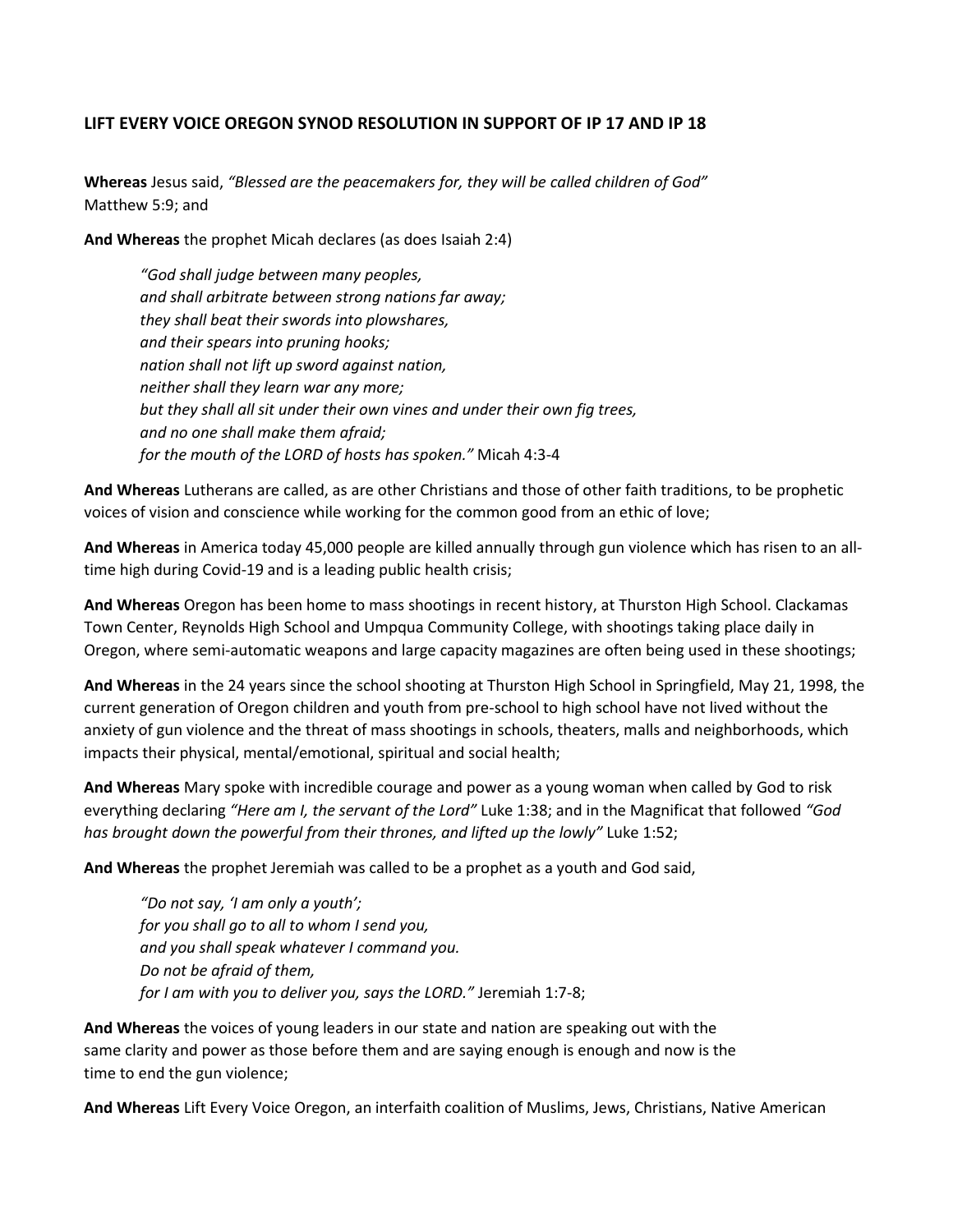## LIFT EVERY VOICE OREGON SYNOD RESOLUTION IN SUPPORT OF IP 17 AND IP 18

**Whereas** Jesus said, *"Blessed are the peacemakers for, they will be called children of God"* Matthew 5:9; and

**And Whereas** the prophet Micah declares (as does Isaiah 2:4)

> *"God shall judge between many peoples,*
> *and shall arbitrate between strong nations far away;*
> *they shall beat their swords into plowshares,*
> *and their spears into pruning hooks;*
> *nation shall not lift up sword against nation,*
> *neither shall they learn war any more;*
> *but they shall all sit under their own vines and under their own fig trees,*
> *and no one shall make them afraid;*
> *for the mouth of the LORD of hosts has spoken."* Micah 4:3-4

**And Whereas** Lutherans are called, as are other Christians and those of other faith traditions, to be prophetic voices of vision and conscience while working for the common good from an ethic of love;

**And Whereas** in America today 45,000 people are killed annually through gun violence which has risen to an all-time high during Covid-19 and is a leading public health crisis;

**And Whereas** Oregon has been home to mass shootings in recent history, at Thurston High School. Clackamas Town Center, Reynolds High School and Umpqua Community College, with shootings taking place daily in Oregon, where semi-automatic weapons and large capacity magazines are often being used in these shootings;

**And Whereas** in the 24 years since the school shooting at Thurston High School in Springfield, May 21, 1998, the current generation of Oregon children and youth from pre-school to high school have not lived without the anxiety of gun violence and the threat of mass shootings in schools, theaters, malls and neighborhoods, which impacts their physical, mental/emotional, spiritual and social health;

**And Whereas** Mary spoke with incredible courage and power as a young woman when called by God to risk everything declaring *"Here am I, the servant of the Lord"* Luke 1:38; and in the Magnificat that followed *"God has brought down the powerful from their thrones, and lifted up the lowly"* Luke 1:52;

**And Whereas** the prophet Jeremiah was called to be a prophet as a youth and God said,

> *"Do not say, 'I am only a youth';*
> *for you shall go to all to whom I send you,*
> *and you shall speak whatever I command you.*
> *Do not be afraid of them,*
> *for I am with you to deliver you, says the LORD."* Jeremiah 1:7-8;

**And Whereas** the voices of young leaders in our state and nation are speaking out with the same clarity and power as those before them and are saying enough is enough and now is the time to end the gun violence;

**And Whereas** Lift Every Voice Oregon, an interfaith coalition of Muslims, Jews, Christians, Native American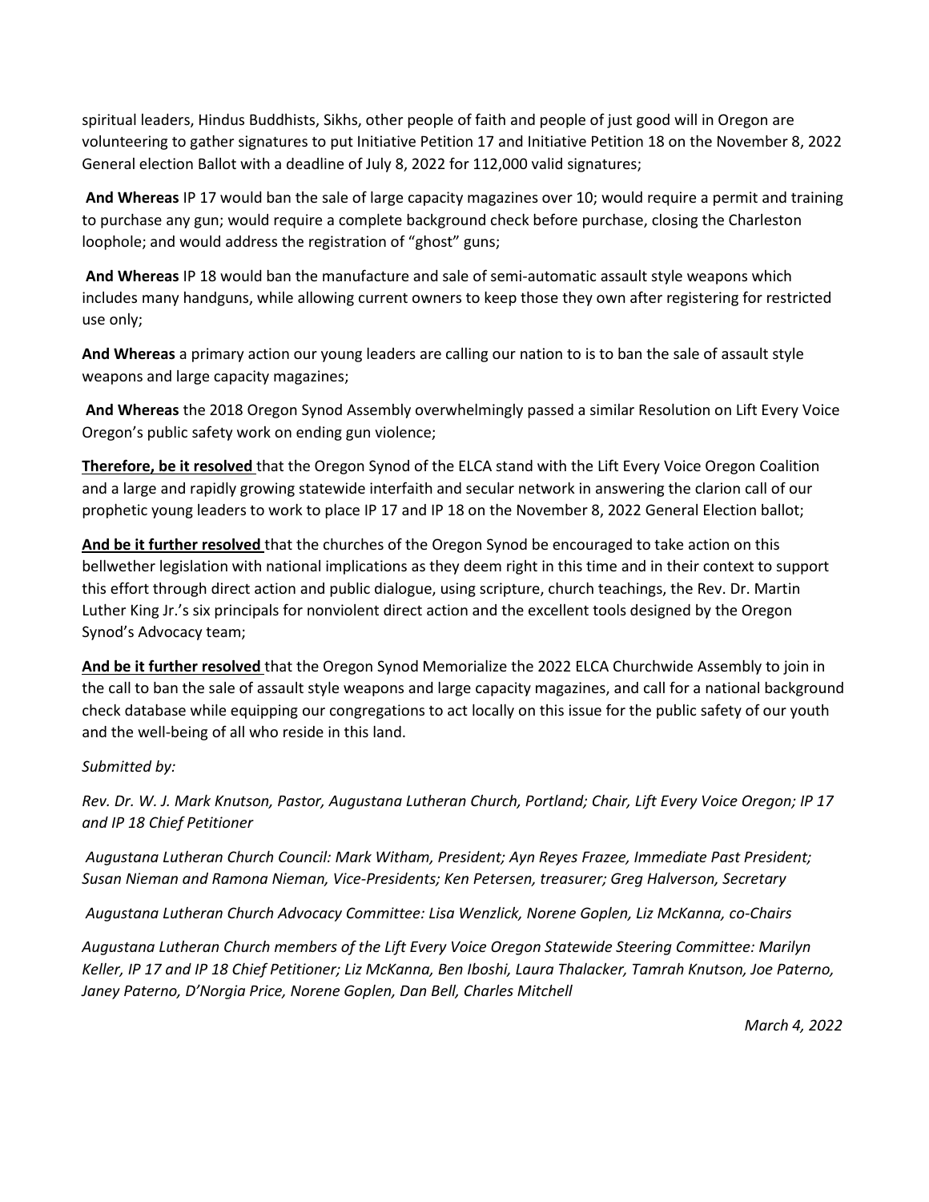spiritual leaders, Hindus Buddhists, Sikhs, other people of faith and people of just good will in Oregon are volunteering to gather signatures to put Initiative Petition 17 and Initiative Petition 18 on the November 8, 2022 General election Ballot with a deadline of July 8, 2022 for 112,000 valid signatures;

**And Whereas** IP 17 would ban the sale of large capacity magazines over 10; would require a permit and training to purchase any gun; would require a complete background check before purchase, closing the Charleston loophole; and would address the registration of "ghost" guns;

**And Whereas** IP 18 would ban the manufacture and sale of semi-automatic assault style weapons which includes many handguns, while allowing current owners to keep those they own after registering for restricted use only;

**And Whereas** a primary action our young leaders are calling our nation to is to ban the sale of assault style weapons and large capacity magazines;

**And Whereas** the 2018 Oregon Synod Assembly overwhelmingly passed a similar Resolution on Lift Every Voice Oregon's public safety work on ending gun violence;

**Therefore, be it resolved** that the Oregon Synod of the ELCA stand with the Lift Every Voice Oregon Coalition and a large and rapidly growing statewide interfaith and secular network in answering the clarion call of our prophetic young leaders to work to place IP 17 and IP 18 on the November 8, 2022 General Election ballot;

**And be it further resolved** that the churches of the Oregon Synod be encouraged to take action on this bellwether legislation with national implications as they deem right in this time and in their context to support this effort through direct action and public dialogue, using scripture, church teachings, the Rev. Dr. Martin Luther King Jr.'s six principals for nonviolent direct action and the excellent tools designed by the Oregon Synod's Advocacy team;

**And be it further resolved** that the Oregon Synod Memorialize the 2022 ELCA Churchwide Assembly to join in the call to ban the sale of assault style weapons and large capacity magazines, and call for a national background check database while equipping our congregations to act locally on this issue for the public safety of our youth and the well-being of all who reside in this land.

*Submitted by:*

*Rev. Dr. W. J. Mark Knutson, Pastor, Augustana Lutheran Church, Portland; Chair, Lift Every Voice Oregon; IP 17 and IP 18 Chief Petitioner*

*Augustana Lutheran Church Council: Mark Witham, President; Ayn Reyes Frazee, Immediate Past President; Susan Nieman and Ramona Nieman, Vice-Presidents; Ken Petersen, treasurer; Greg Halverson, Secretary*

*Augustana Lutheran Church Advocacy Committee: Lisa Wenzlick, Norene Goplen, Liz McKanna, co-Chairs*

*Augustana Lutheran Church members of the Lift Every Voice Oregon Statewide Steering Committee: Marilyn Keller, IP 17 and IP 18 Chief Petitioner; Liz McKanna, Ben Iboshi, Laura Thalacker, Tamrah Knutson, Joe Paterno, Janey Paterno, D'Norgia Price, Norene Goplen, Dan Bell, Charles Mitchell*

*March 4, 2022*